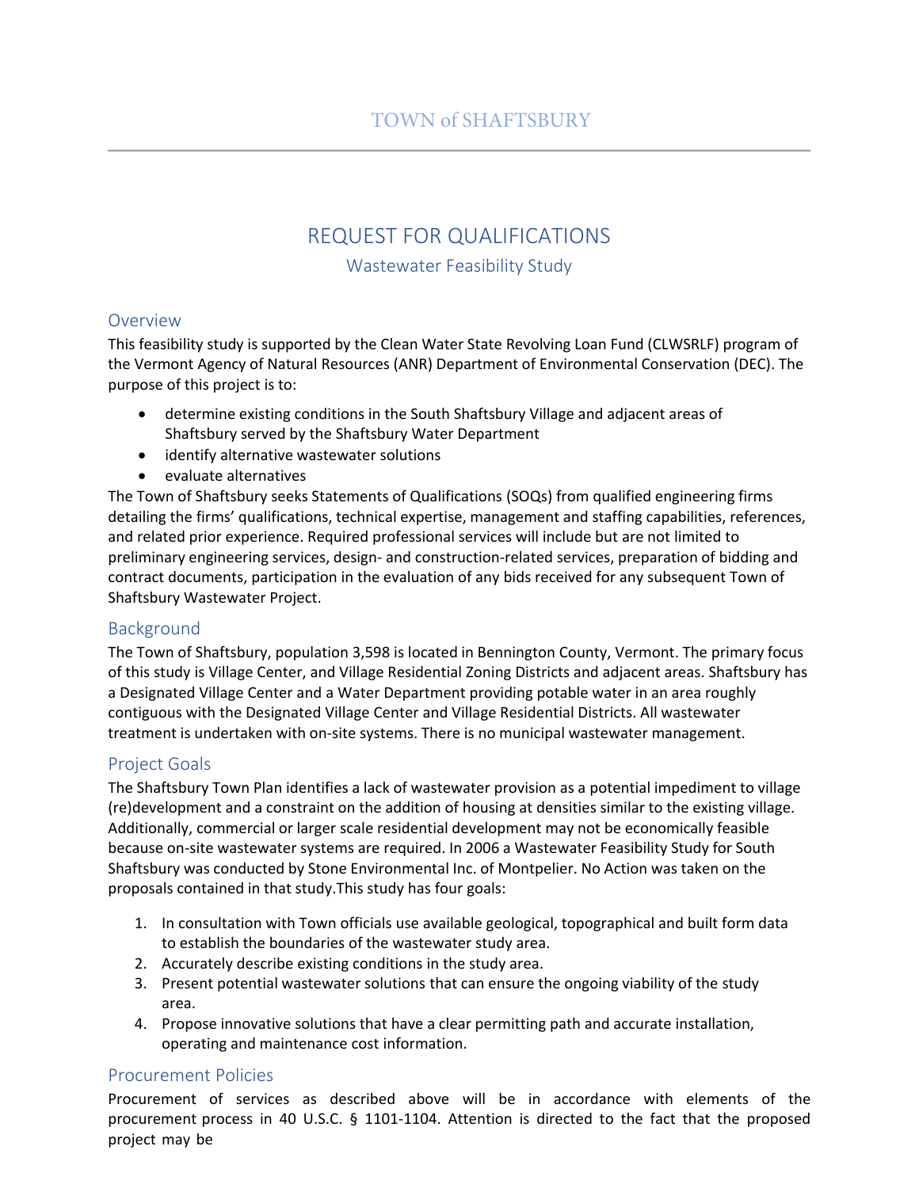# TOWN of SHAFTSBURY

## REQUEST FOR QUALIFICATIONS

### Wastewater Feasibility Study

### Overview

This feasibility study is supported by the Clean Water State Revolving Loan Fund (CLWSRLF) program of the Vermont Agency of Natural Resources (ANR) Department of Environmental Conservation (DEC). The purpose of this project is to:

- determine existing conditions in the South Shaftsbury Village and adjacent areas of Shaftsbury served by the Shaftsbury Water Department
- identify alternative wastewater solutions
- evaluate alternatives

The Town of Shaftsbury seeks Statements of Qualifications (SOQs) from qualified engineering firms detailing the firms' qualifications, technical expertise, management and staffing capabilities, references, and related prior experience. Required professional services will include but are not limited to preliminary engineering services, design- and construction-related services, preparation of bidding and contract documents, participation in the evaluation of any bids received for any subsequent Town of Shaftsbury Wastewater Project.

### Background

The Town of Shaftsbury, population 3,598 is located in Bennington County, Vermont. The primary focus of this study is Village Center, and Village Residential Zoning Districts and adjacent areas. Shaftsbury has a Designated Village Center and a Water Department providing potable water in an area roughly contiguous with the Designated Village Center and Village Residential Districts. All wastewater treatment is undertaken with on-site systems. There is no municipal wastewater management.

### Project Goals

The Shaftsbury Town Plan identifies a lack of wastewater provision as a potential impediment to village (re)development and a constraint on the addition of housing at densities similar to the existing village. Additionally, commercial or larger scale residential development may not be economically feasible because on-site wastewater systems are required. In 2006 a Wastewater Feasibility Study for South Shaftsbury was conducted by Stone Environmental Inc. of Montpelier. No Action was taken on the proposals contained in that study.This study has four goals:

1. In consultation with Town officials use available geological, topographical and built form data to establish the boundaries of the wastewater study area.
2. Accurately describe existing conditions in the study area.
3. Present potential wastewater solutions that can ensure the ongoing viability of the study area.
4. Propose innovative solutions that have a clear permitting path and accurate installation, operating and maintenance cost information.

### Procurement Policies

Procurement of services as described above will be in accordance with elements of the procurement process in 40 U.S.C. § 1101-1104. Attention is directed to the fact that the proposed project may be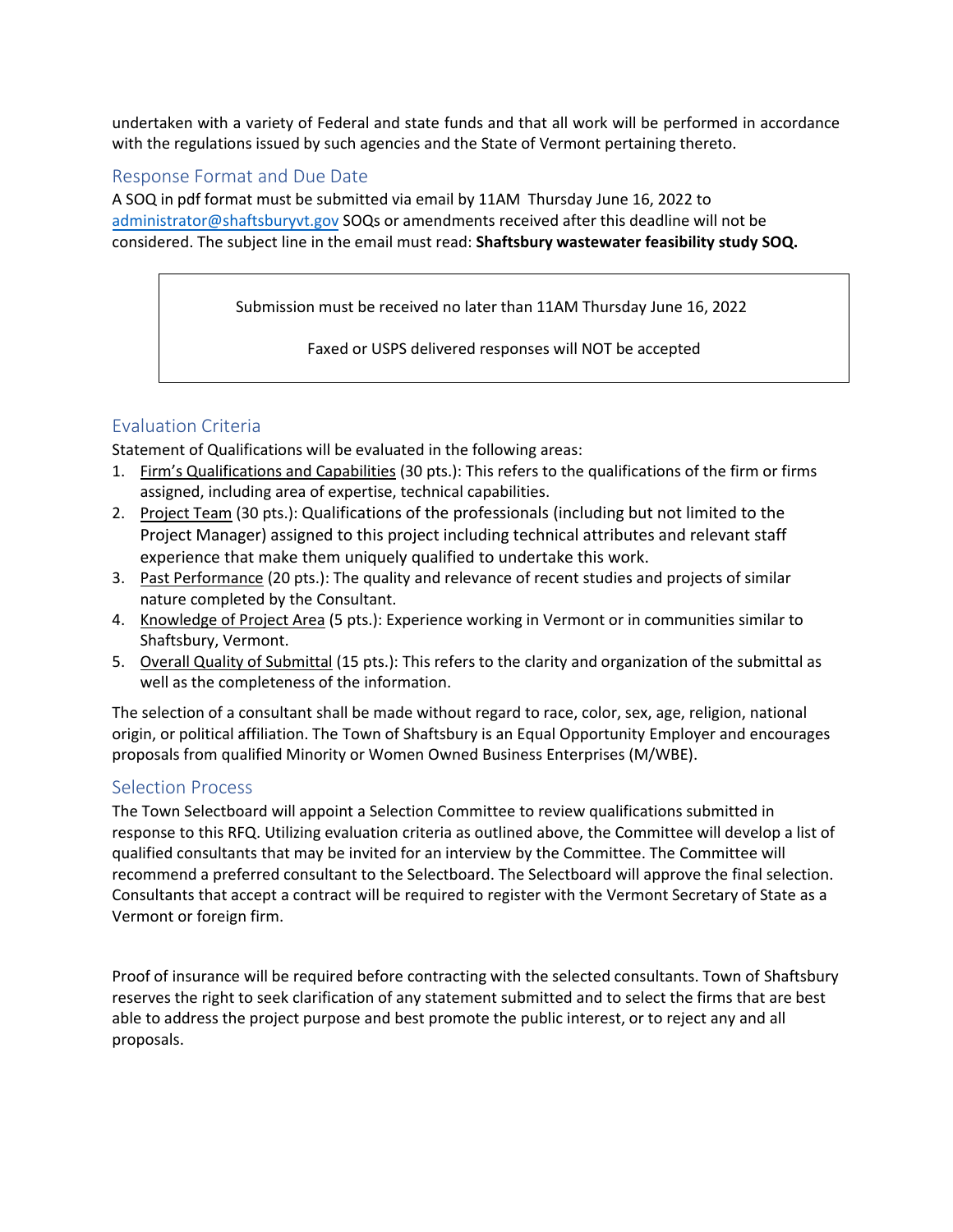undertaken with a variety of Federal and state funds and that all work will be performed in accordance with the regulations issued by such agencies and the State of Vermont pertaining thereto.

## Response Format and Due Date

A SOQ in pdf format must be submitted via email by 11AM Thursday June 16, 2022 to administrator@shaftsburyvt.gov SOQs or amendments received after this deadline will not be considered. The subject line in the email must read: **Shaftsbury wastewater feasibility study SOQ.**

> Submission must be received no later than 11AM Thursday June 16, 2022
>
> Faxed or USPS delivered responses will NOT be accepted

## Evaluation Criteria

Statement of Qualifications will be evaluated in the following areas:

1. Firm's Qualifications and Capabilities (30 pts.): This refers to the qualifications of the firm or firms assigned, including area of expertise, technical capabilities.
2. Project Team (30 pts.): Qualifications of the professionals (including but not limited to the Project Manager) assigned to this project including technical attributes and relevant staff experience that make them uniquely qualified to undertake this work.
3. Past Performance (20 pts.): The quality and relevance of recent studies and projects of similar nature completed by the Consultant.
4. Knowledge of Project Area (5 pts.): Experience working in Vermont or in communities similar to Shaftsbury, Vermont.
5. Overall Quality of Submittal (15 pts.): This refers to the clarity and organization of the submittal as well as the completeness of the information.

The selection of a consultant shall be made without regard to race, color, sex, age, religion, national origin, or political affiliation. The Town of Shaftsbury is an Equal Opportunity Employer and encourages proposals from qualified Minority or Women Owned Business Enterprises (M/WBE).

## Selection Process

The Town Selectboard will appoint a Selection Committee to review qualifications submitted in response to this RFQ. Utilizing evaluation criteria as outlined above, the Committee will develop a list of qualified consultants that may be invited for an interview by the Committee. The Committee will recommend a preferred consultant to the Selectboard. The Selectboard will approve the final selection. Consultants that accept a contract will be required to register with the Vermont Secretary of State as a Vermont or foreign firm.

Proof of insurance will be required before contracting with the selected consultants. Town of Shaftsbury reserves the right to seek clarification of any statement submitted and to select the firms that are best able to address the project purpose and best promote the public interest, or to reject any and all proposals.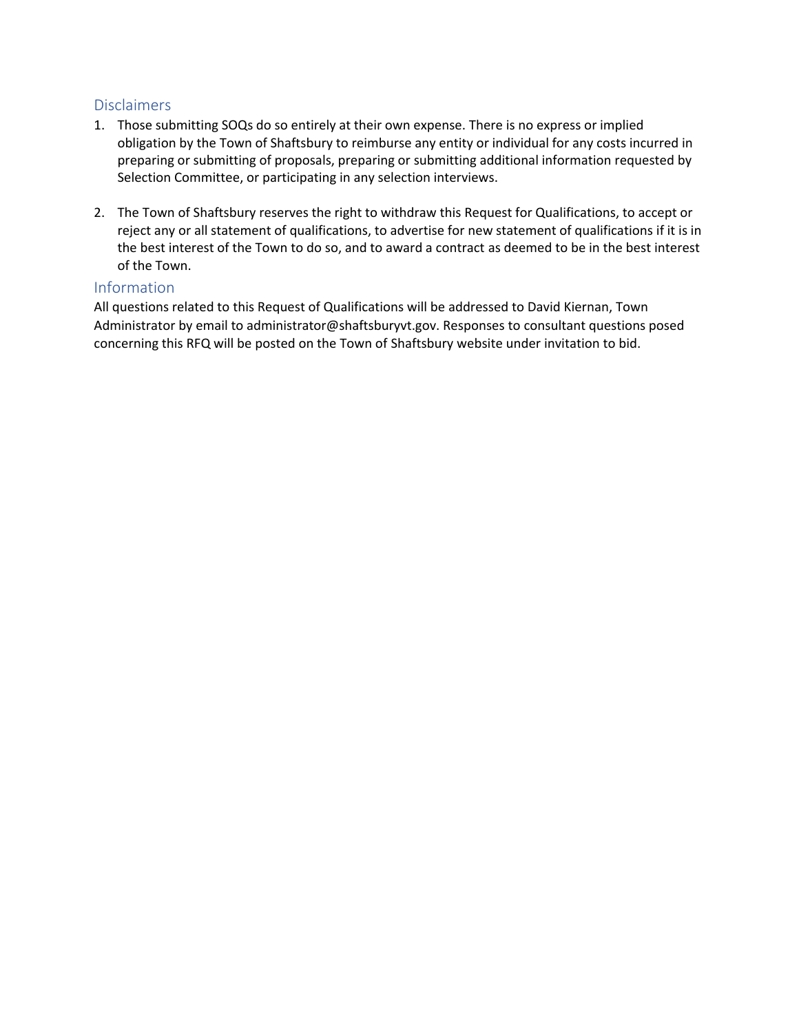## Disclaimers

1. Those submitting SOQs do so entirely at their own expense. There is no express or implied obligation by the Town of Shaftsbury to reimburse any entity or individual for any costs incurred in preparing or submitting of proposals, preparing or submitting additional information requested by Selection Committee, or participating in any selection interviews.

2. The Town of Shaftsbury reserves the right to withdraw this Request for Qualifications, to accept or reject any or all statement of qualifications, to advertise for new statement of qualifications if it is in the best interest of the Town to do so, and to award a contract as deemed to be in the best interest of the Town.

## Information

All questions related to this Request of Qualifications will be addressed to David Kiernan, Town Administrator by email to administrator@shaftsburyvt.gov. Responses to consultant questions posed concerning this RFQ will be posted on the Town of Shaftsbury website under invitation to bid.